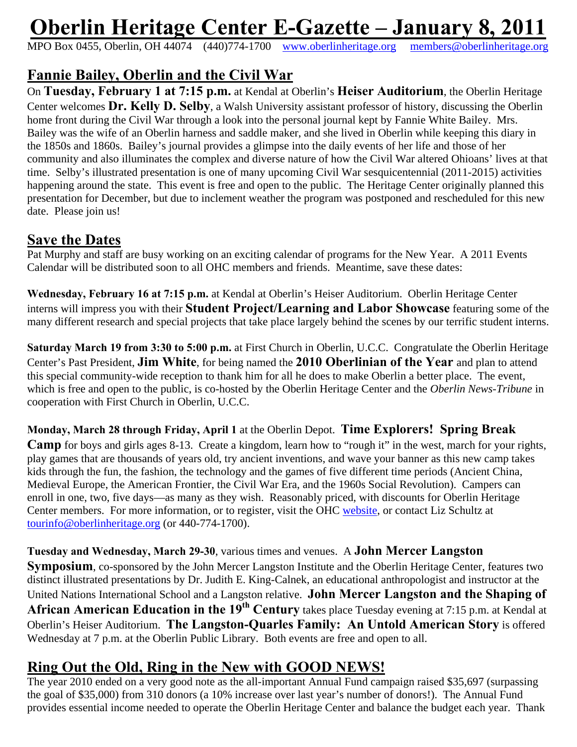# Oberlin Heritage Center E-Gazette – January 8, 2011

MPO Box 0455, Oberlin, OH 44074 (440)774-1700 www.oberlinheritage.org members@oberlinheritage.org

## Fannie Bailey, Oberlin and the Civil War

On **Tuesday, February 1 at 7:15 p.m.** at Kendal at Oberlin's **Heiser Auditorium**, the Oberlin Heritage Center welcomes **Dr. Kelly D. Selby**, a Walsh University assistant professor of history, discussing the Oberlin home front during the Civil War through a look into the personal journal kept by Fannie White Bailey. Mrs. Bailey was the wife of an Oberlin harness and saddle maker, and she lived in Oberlin while keeping this diary in the 1850s and 1860s. Bailey's journal provides a glimpse into the daily events of her life and those of her community and also illuminates the complex and diverse nature of how the Civil War altered Ohioans' lives at that time. Selby's illustrated presentation is one of many upcoming Civil War sesquicentennial (2011-2015) activities happening around the state. This event is free and open to the public. The Heritage Center originally planned this presentation for December, but due to inclement weather the program was postponed and rescheduled for this new date. Please join us!

## Save the Dates

Pat Murphy and staff are busy working on an exciting calendar of programs for the New Year. A 2011 Events Calendar will be distributed soon to all OHC members and friends. Meantime, save these dates:

**Wednesday, February 16 at 7:15 p.m.** at Kendal at Oberlin's Heiser Auditorium. Oberlin Heritage Center interns will impress you with their **Student Project/Learning and Labor Showcase** featuring some of the many different research and special projects that take place largely behind the scenes by our terrific student interns.

**Saturday March 19 from 3:30 to 5:00 p.m.** at First Church in Oberlin, U.C.C. Congratulate the Oberlin Heritage Center's Past President, **Jim White**, for being named the **2010 Oberlinian of the Year** and plan to attend this special community-wide reception to thank him for all he does to make Oberlin a better place. The event, which is free and open to the public, is co-hosted by the Oberlin Heritage Center and the *Oberlin News-Tribune* in cooperation with First Church in Oberlin, U.C.C.

**Monday, March 28 through Friday, April 1** at the Oberlin Depot. **Time Explorers! Spring Break Camp** for boys and girls ages 8-13. Create a kingdom, learn how to "rough it" in the west, march for your rights, play games that are thousands of years old, try ancient inventions, and wave your banner as this new camp takes kids through the fun, the fashion, the technology and the games of five different time periods (Ancient China, Medieval Europe, the American Frontier, the Civil War Era, and the 1960s Social Revolution). Campers can enroll in one, two, five days—as many as they wish. Reasonably priced, with discounts for Oberlin Heritage Center members. For more information, or to register, visit the OHC website, or contact Liz Schultz at tourinfo@oberlinheritage.org (or 440-774-1700).

**Tuesday and Wednesday, March 29-30**, various times and venues. A **John Mercer Langston Symposium**, co-sponsored by the John Mercer Langston Institute and the Oberlin Heritage Center, features two distinct illustrated presentations by Dr. Judith E. King-Calnek, an educational anthropologist and instructor at the United Nations International School and a Langston relative. **John Mercer Langston and the Shaping of African American Education in the 19th Century** takes place Tuesday evening at 7:15 p.m. at Kendal at Oberlin's Heiser Auditorium. **The Langston-Quarles Family: An Untold American Story** is offered Wednesday at 7 p.m. at the Oberlin Public Library. Both events are free and open to all.

## Ring Out the Old, Ring in the New with GOOD NEWS!

The year 2010 ended on a very good note as the all-important Annual Fund campaign raised $35,697 (surpassing the goal of $35,000) from 310 donors (a 10% increase over last year's number of donors!). The Annual Fund provides essential income needed to operate the Oberlin Heritage Center and balance the budget each year. Thank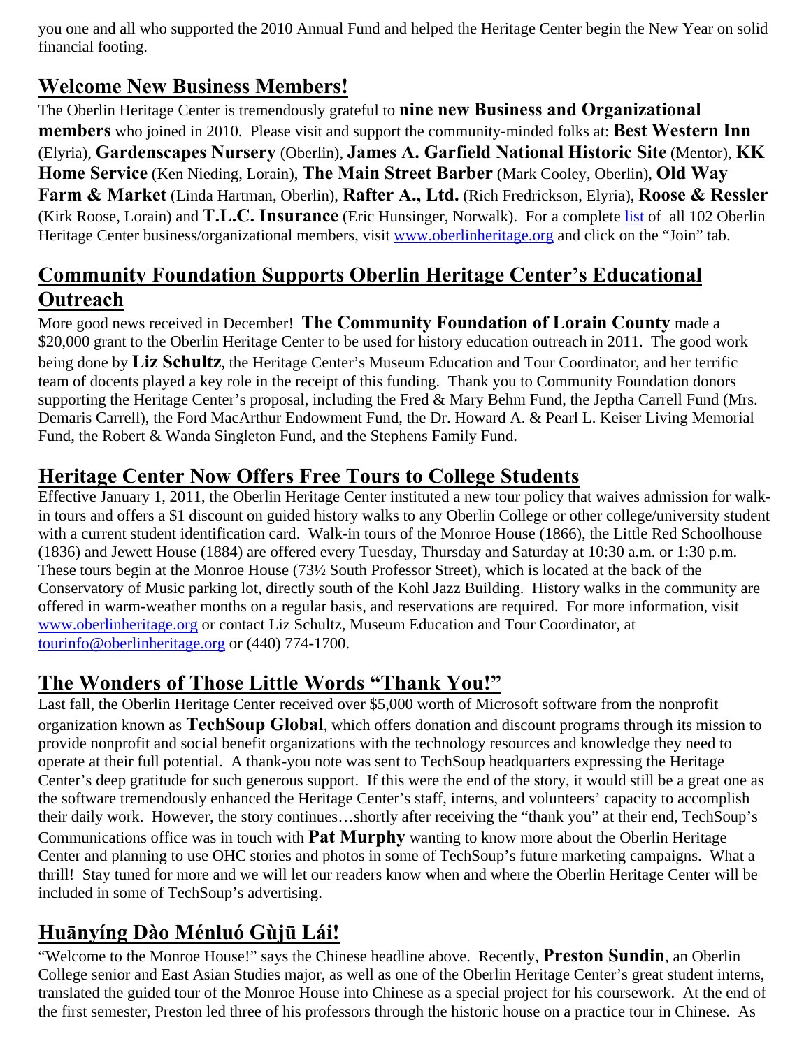you one and all who supported the 2010 Annual Fund and helped the Heritage Center begin the New Year on solid financial footing.

## Welcome New Business Members!

The Oberlin Heritage Center is tremendously grateful to **nine new Business and Organizational members** who joined in 2010. Please visit and support the community-minded folks at: **Best Western Inn** (Elyria), **Gardenscapes Nursery** (Oberlin), **James A. Garfield National Historic Site** (Mentor), **KK Home Service** (Ken Nieding, Lorain), **The Main Street Barber** (Mark Cooley, Oberlin), **Old Way Farm & Market** (Linda Hartman, Oberlin), **Rafter A., Ltd.** (Rich Fredrickson, Elyria), **Roose & Ressler** (Kirk Roose, Lorain) and **T.L.C. Insurance** (Eric Hunsinger, Norwalk). For a complete list of all 102 Oberlin Heritage Center business/organizational members, visit www.oberlinheritage.org and click on the "Join" tab.

## Community Foundation Supports Oberlin Heritage Center's Educational Outreach

More good news received in December! **The Community Foundation of Lorain County** made a $20,000 grant to the Oberlin Heritage Center to be used for history education outreach in 2011. The good work being done by **Liz Schultz**, the Heritage Center's Museum Education and Tour Coordinator, and her terrific team of docents played a key role in the receipt of this funding. Thank you to Community Foundation donors supporting the Heritage Center's proposal, including the Fred & Mary Behm Fund, the Jeptha Carrell Fund (Mrs. Demaris Carrell), the Ford MacArthur Endowment Fund, the Dr. Howard A. & Pearl L. Keiser Living Memorial Fund, the Robert & Wanda Singleton Fund, and the Stephens Family Fund.

## Heritage Center Now Offers Free Tours to College Students

Effective January 1, 2011, the Oberlin Heritage Center instituted a new tour policy that waives admission for walk-in tours and offers a $1 discount on guided history walks to any Oberlin College or other college/university student with a current student identification card. Walk-in tours of the Monroe House (1866), the Little Red Schoolhouse (1836) and Jewett House (1884) are offered every Tuesday, Thursday and Saturday at 10:30 a.m. or 1:30 p.m. These tours begin at the Monroe House (73½ South Professor Street), which is located at the back of the Conservatory of Music parking lot, directly south of the Kohl Jazz Building. History walks in the community are offered in warm-weather months on a regular basis, and reservations are required. For more information, visit www.oberlinheritage.org or contact Liz Schultz, Museum Education and Tour Coordinator, at tourinfo@oberlinheritage.org or (440) 774-1700.

## The Wonders of Those Little Words "Thank You!"

Last fall, the Oberlin Heritage Center received over $5,000 worth of Microsoft software from the nonprofit organization known as **TechSoup Global**, which offers donation and discount programs through its mission to provide nonprofit and social benefit organizations with the technology resources and knowledge they need to operate at their full potential. A thank-you note was sent to TechSoup headquarters expressing the Heritage Center's deep gratitude for such generous support. If this were the end of the story, it would still be a great one as the software tremendously enhanced the Heritage Center's staff, interns, and volunteers' capacity to accomplish their daily work. However, the story continues…shortly after receiving the "thank you" at their end, TechSoup's Communications office was in touch with **Pat Murphy** wanting to know more about the Oberlin Heritage Center and planning to use OHC stories and photos in some of TechSoup's future marketing campaigns. What a thrill! Stay tuned for more and we will let our readers know when and where the Oberlin Heritage Center will be included in some of TechSoup's advertising.

## Huānyíng Dào Ménluó Gùjū Lái!

"Welcome to the Monroe House!" says the Chinese headline above. Recently, **Preston Sundin**, an Oberlin College senior and East Asian Studies major, as well as one of the Oberlin Heritage Center's great student interns, translated the guided tour of the Monroe House into Chinese as a special project for his coursework. At the end of the first semester, Preston led three of his professors through the historic house on a practice tour in Chinese. As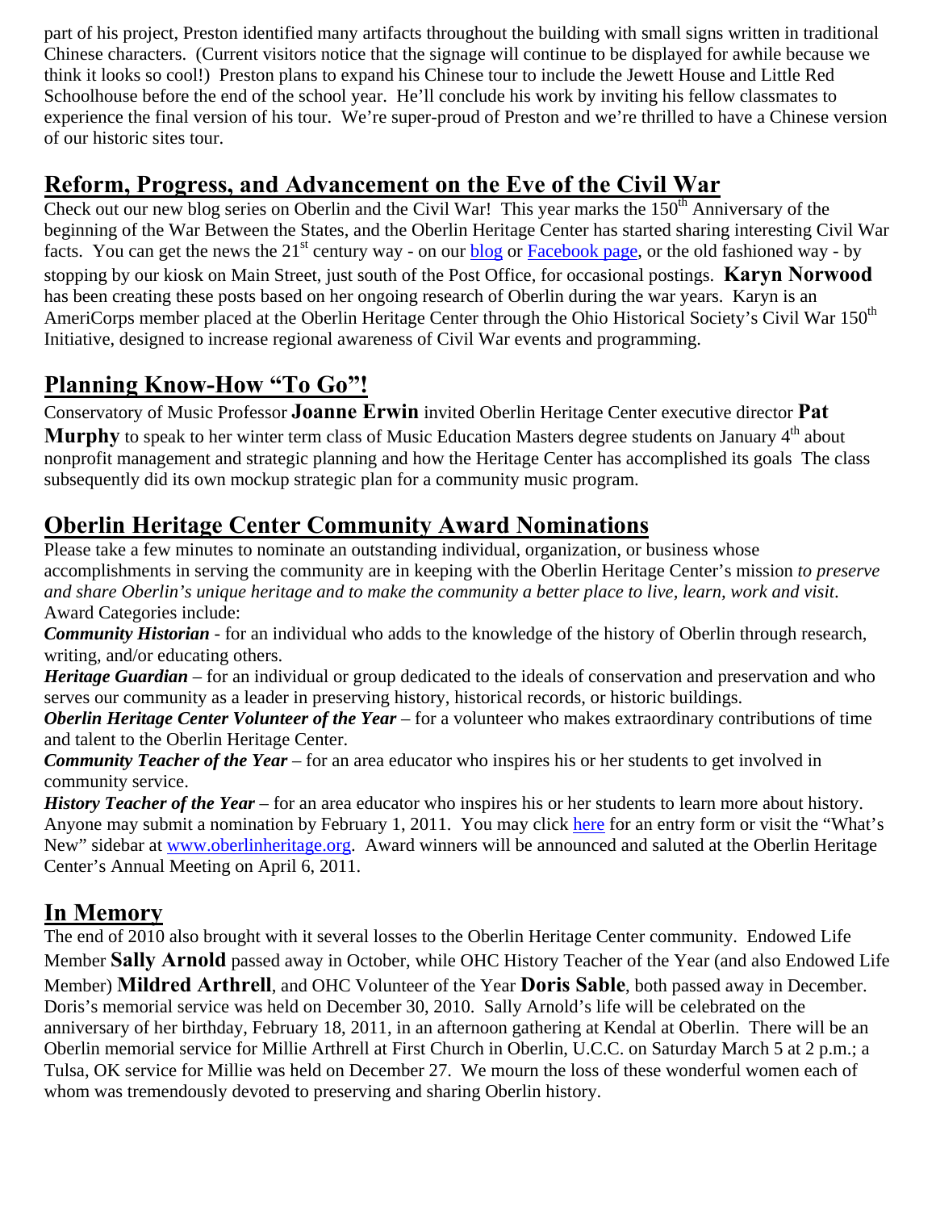part of his project, Preston identified many artifacts throughout the building with small signs written in traditional Chinese characters. (Current visitors notice that the signage will continue to be displayed for awhile because we think it looks so cool!) Preston plans to expand his Chinese tour to include the Jewett House and Little Red Schoolhouse before the end of the school year. He'll conclude his work by inviting his fellow classmates to experience the final version of his tour. We're super-proud of Preston and we're thrilled to have a Chinese version of our historic sites tour.

## Reform, Progress, and Advancement on the Eve of the Civil War

Check out our new blog series on Oberlin and the Civil War! This year marks the 150th Anniversary of the beginning of the War Between the States, and the Oberlin Heritage Center has started sharing interesting Civil War facts. You can get the news the 21st century way - on our blog or Facebook page, or the old fashioned way - by stopping by our kiosk on Main Street, just south of the Post Office, for occasional postings. **Karyn Norwood** has been creating these posts based on her ongoing research of Oberlin during the war years. Karyn is an AmeriCorps member placed at the Oberlin Heritage Center through the Ohio Historical Society's Civil War 150th Initiative, designed to increase regional awareness of Civil War events and programming.

## Planning Know-How "To Go"!

Conservatory of Music Professor **Joanne Erwin** invited Oberlin Heritage Center executive director **Pat Murphy** to speak to her winter term class of Music Education Masters degree students on January 4th about nonprofit management and strategic planning and how the Heritage Center has accomplished its goals The class subsequently did its own mockup strategic plan for a community music program.

## Oberlin Heritage Center Community Award Nominations

Please take a few minutes to nominate an outstanding individual, organization, or business whose accomplishments in serving the community are in keeping with the Oberlin Heritage Center's mission *to preserve and share Oberlin's unique heritage and to make the community a better place to live, learn, work and visit*. Award Categories include:

***Community Historian*** - for an individual who adds to the knowledge of the history of Oberlin through research, writing, and/or educating others.

***Heritage Guardian*** – for an individual or group dedicated to the ideals of conservation and preservation and who serves our community as a leader in preserving history, historical records, or historic buildings.

***Oberlin Heritage Center Volunteer of the Year*** – for a volunteer who makes extraordinary contributions of time and talent to the Oberlin Heritage Center.

***Community Teacher of the Year*** – for an area educator who inspires his or her students to get involved in community service.

***History Teacher of the Year*** – for an area educator who inspires his or her students to learn more about history.

Anyone may submit a nomination by February 1, 2011. You may click here for an entry form or visit the "What's New" sidebar at www.oberlinheritage.org. Award winners will be announced and saluted at the Oberlin Heritage Center's Annual Meeting on April 6, 2011.

## In Memory

The end of 2010 also brought with it several losses to the Oberlin Heritage Center community. Endowed Life Member **Sally Arnold** passed away in October, while OHC History Teacher of the Year (and also Endowed Life Member) **Mildred Arthrell**, and OHC Volunteer of the Year **Doris Sable**, both passed away in December. Doris's memorial service was held on December 30, 2010. Sally Arnold's life will be celebrated on the anniversary of her birthday, February 18, 2011, in an afternoon gathering at Kendal at Oberlin. There will be an Oberlin memorial service for Millie Arthrell at First Church in Oberlin, U.C.C. on Saturday March 5 at 2 p.m.; a Tulsa, OK service for Millie was held on December 27. We mourn the loss of these wonderful women each of whom was tremendously devoted to preserving and sharing Oberlin history.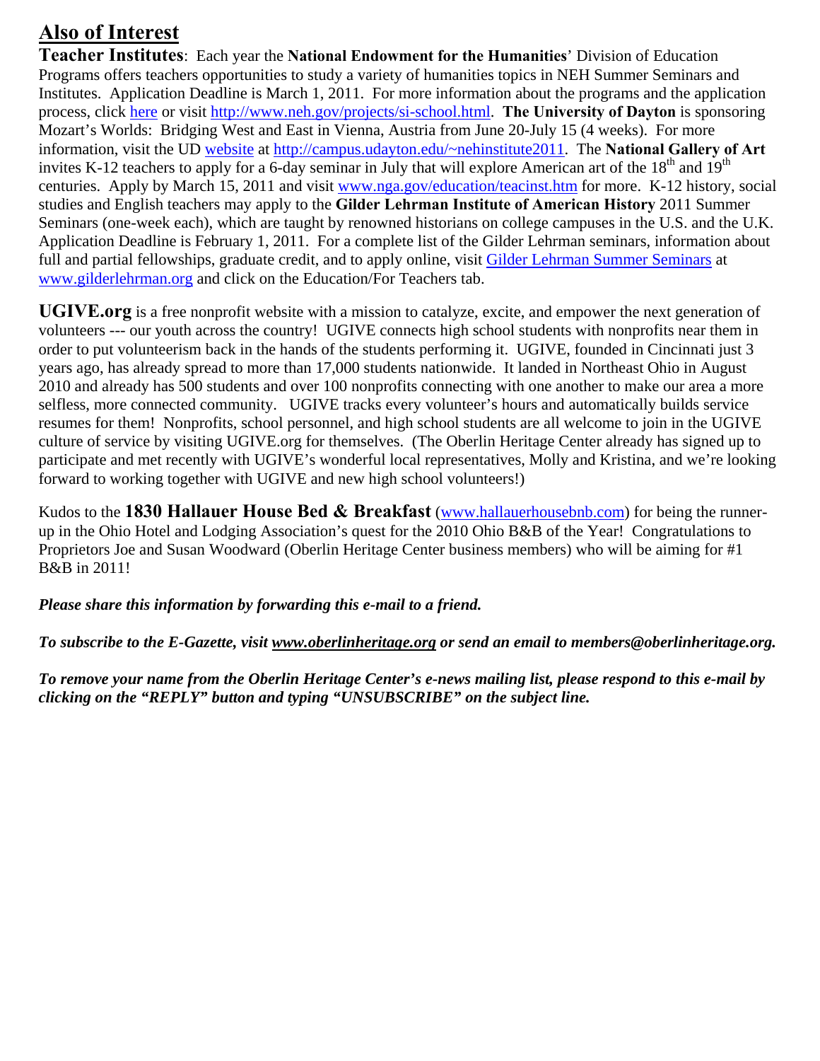## Also of Interest

**Teacher Institutes**: Each year the **National Endowment for the Humanities**' Division of Education Programs offers teachers opportunities to study a variety of humanities topics in NEH Summer Seminars and Institutes. Application Deadline is March 1, 2011. For more information about the programs and the application process, click here or visit http://www.neh.gov/projects/si-school.html. **The University of Dayton** is sponsoring Mozart's Worlds: Bridging West and East in Vienna, Austria from June 20-July 15 (4 weeks). For more information, visit the UD website at http://campus.udayton.edu/~nehinstitute2011. The **National Gallery of Art** invites K-12 teachers to apply for a 6-day seminar in July that will explore American art of the 18th and 19th centuries. Apply by March 15, 2011 and visit www.nga.gov/education/teacinst.htm for more. K-12 history, social studies and English teachers may apply to the **Gilder Lehrman Institute of American History** 2011 Summer Seminars (one-week each), which are taught by renowned historians on college campuses in the U.S. and the U.K. Application Deadline is February 1, 2011. For a complete list of the Gilder Lehrman seminars, information about full and partial fellowships, graduate credit, and to apply online, visit Gilder Lehrman Summer Seminars at www.gilderlehrman.org and click on the Education/For Teachers tab.

**UGIVE.org** is a free nonprofit website with a mission to catalyze, excite, and empower the next generation of volunteers --- our youth across the country! UGIVE connects high school students with nonprofits near them in order to put volunteerism back in the hands of the students performing it. UGIVE, founded in Cincinnati just 3 years ago, has already spread to more than 17,000 students nationwide. It landed in Northeast Ohio in August 2010 and already has 500 students and over 100 nonprofits connecting with one another to make our area a more selfless, more connected community. UGIVE tracks every volunteer's hours and automatically builds service resumes for them! Nonprofits, school personnel, and high school students are all welcome to join in the UGIVE culture of service by visiting UGIVE.org for themselves. (The Oberlin Heritage Center already has signed up to participate and met recently with UGIVE's wonderful local representatives, Molly and Kristina, and we're looking forward to working together with UGIVE and new high school volunteers!)

Kudos to the **1830 Hallauer House Bed & Breakfast** (www.hallauerhousebnb.com) for being the runner-up in the Ohio Hotel and Lodging Association's quest for the 2010 Ohio B&B of the Year! Congratulations to Proprietors Joe and Susan Woodward (Oberlin Heritage Center business members) who will be aiming for #1 B&B in 2011!

***Please share this information by forwarding this e-mail to a friend.***

***To subscribe to the E-Gazette, visit www.oberlinheritage.org or send an email to members@oberlinheritage.org.***

***To remove your name from the Oberlin Heritage Center's e-news mailing list, please respond to this e-mail by clicking on the "REPLY" button and typing "UNSUBSCRIBE" on the subject line.***